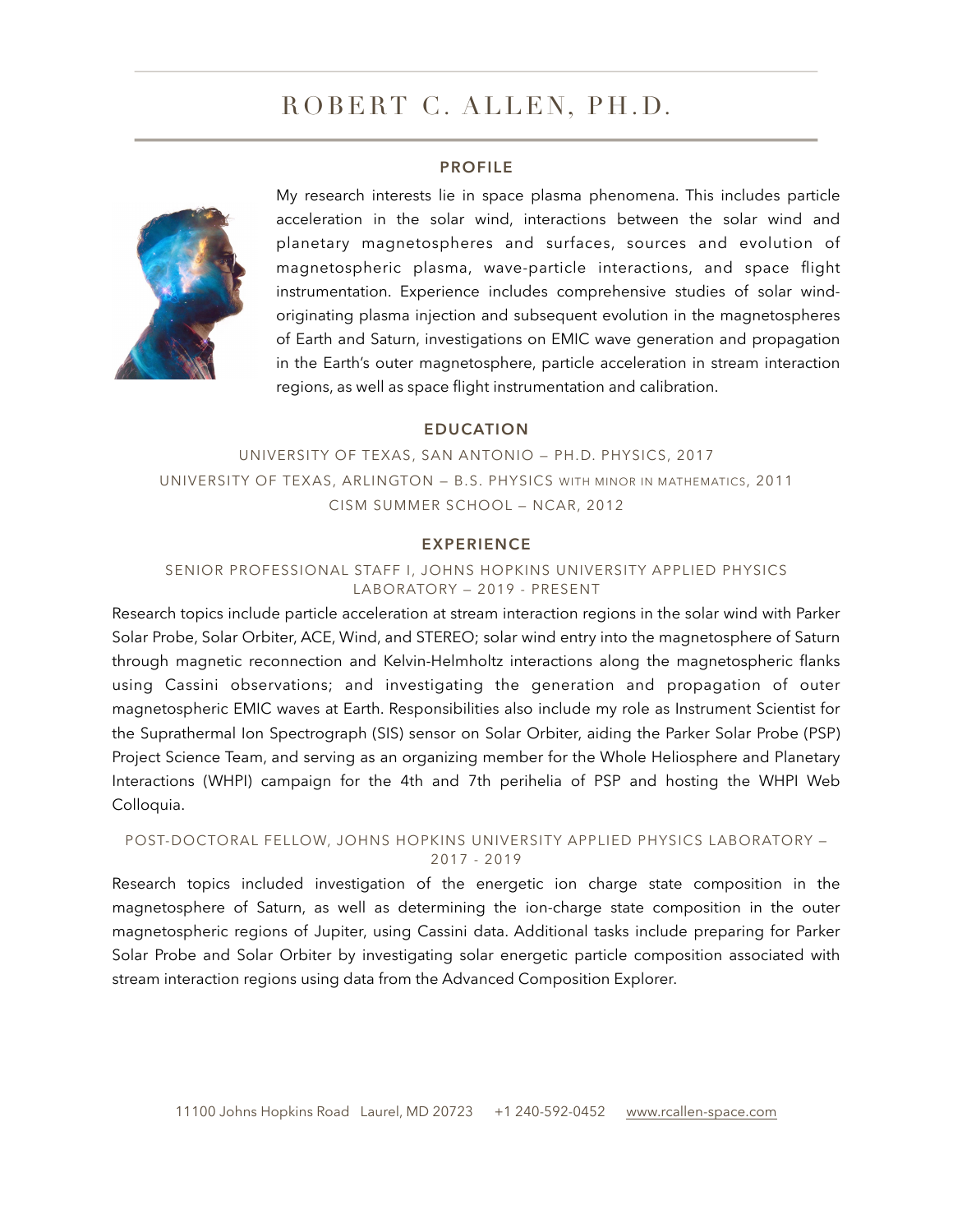# ROBERT C. ALLEN, PH.D.

## PROFILE

My research interests lie in space plasma phenomena. This includes particle acceleration in the solar wind, interactions between the solar wind and planetary magnetospheres and surfaces, sources and evolution of magnetospheric plasma, wave-particle interactions, and space flight instrumentation. Experience includes comprehensive studies of solar wind-originating plasma injection and subsequent evolution in the magnetospheres of Earth and Saturn, investigations on EMIC wave generation and propagation in the Earth's outer magnetosphere, particle acceleration in stream interaction regions, as well as space flight instrumentation and calibration.

## EDUCATION

UNIVERSITY OF TEXAS, SAN ANTONIO — PH.D. PHYSICS, 2017

UNIVERSITY OF TEXAS, ARLINGTON — B.S. PHYSICS WITH MINOR IN MATHEMATICS, 2011

CISM SUMMER SCHOOL – NCAR, 2012

## EXPERIENCE

### SENIOR PROFESSIONAL STAFF I, JOHNS HOPKINS UNIVERSITY APPLIED PHYSICS LABORATORY — 2019 - PRESENT

Research topics include particle acceleration at stream interaction regions in the solar wind with Parker Solar Probe, Solar Orbiter, ACE, Wind, and STEREO; solar wind entry into the magnetosphere of Saturn through magnetic reconnection and Kelvin-Helmholtz interactions along the magnetospheric flanks using Cassini observations; and investigating the generation and propagation of outer magnetospheric EMIC waves at Earth. Responsibilities also include my role as Instrument Scientist for the Suprathermal Ion Spectrograph (SIS) sensor on Solar Orbiter, aiding the Parker Solar Probe (PSP) Project Science Team, and serving as an organizing member for the Whole Heliosphere and Planetary Interactions (WHPI) campaign for the 4th and 7th perihelia of PSP and hosting the WHPI Web Colloquia.

### POST-DOCTORAL FELLOW, JOHNS HOPKINS UNIVERSITY APPLIED PHYSICS LABORATORY — 2017 - 2019

Research topics included investigation of the energetic ion charge state composition in the magnetosphere of Saturn, as well as determining the ion-charge state composition in the outer magnetospheric regions of Jupiter, using Cassini data. Additional tasks include preparing for Parker Solar Probe and Solar Orbiter by investigating solar energetic particle composition associated with stream interaction regions using data from the Advanced Composition Explorer.

11100 Johns Hopkins Road Laurel, MD 20723 +1 240-592-0452 www.rcallen-space.com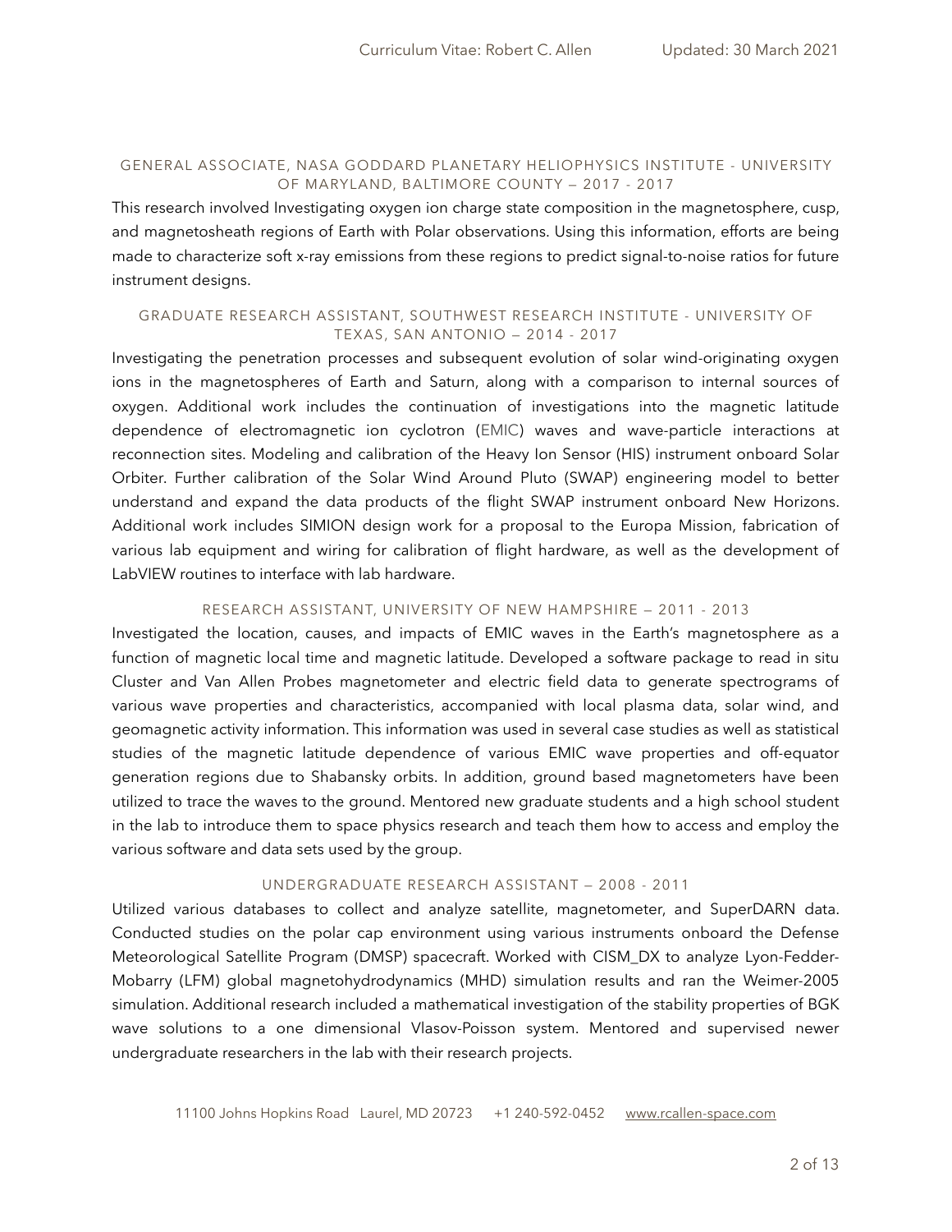### GENERAL ASSOCIATE, NASA GODDARD PLANETARY HELIOPHYSICS INSTITUTE - UNIVERSITY OF MARYLAND, BALTIMORE COUNTY — 2017 - 2017

This research involved Investigating oxygen ion charge state composition in the magnetosphere, cusp, and magnetosheath regions of Earth with Polar observations. Using this information, efforts are being made to characterize soft x-ray emissions from these regions to predict signal-to-noise ratios for future instrument designs.

### GRADUATE RESEARCH ASSISTANT, SOUTHWEST RESEARCH INSTITUTE - UNIVERSITY OF TEXAS, SAN ANTONIO — 2014 - 2017

Investigating the penetration processes and subsequent evolution of solar wind-originating oxygen ions in the magnetospheres of Earth and Saturn, along with a comparison to internal sources of oxygen. Additional work includes the continuation of investigations into the magnetic latitude dependence of electromagnetic ion cyclotron (EMIC) waves and wave-particle interactions at reconnection sites. Modeling and calibration of the Heavy Ion Sensor (HIS) instrument onboard Solar Orbiter. Further calibration of the Solar Wind Around Pluto (SWAP) engineering model to better understand and expand the data products of the flight SWAP instrument onboard New Horizons. Additional work includes SIMION design work for a proposal to the Europa Mission, fabrication of various lab equipment and wiring for calibration of flight hardware, as well as the development of LabVIEW routines to interface with lab hardware.

### RESEARCH ASSISTANT, UNIVERSITY OF NEW HAMPSHIRE — 2011 - 2013

Investigated the location, causes, and impacts of EMIC waves in the Earth's magnetosphere as a function of magnetic local time and magnetic latitude. Developed a software package to read in situ Cluster and Van Allen Probes magnetometer and electric field data to generate spectrograms of various wave properties and characteristics, accompanied with local plasma data, solar wind, and geomagnetic activity information. This information was used in several case studies as well as statistical studies of the magnetic latitude dependence of various EMIC wave properties and off-equator generation regions due to Shabansky orbits. In addition, ground based magnetometers have been utilized to trace the waves to the ground. Mentored new graduate students and a high school student in the lab to introduce them to space physics research and teach them how to access and employ the various software and data sets used by the group.

### UNDERGRADUATE RESEARCH ASSISTANT — 2008 - 2011

Utilized various databases to collect and analyze satellite, magnetometer, and SuperDARN data. Conducted studies on the polar cap environment using various instruments onboard the Defense Meteorological Satellite Program (DMSP) spacecraft. Worked with CISM_DX to analyze Lyon-Fedder-Mobarry (LFM) global magnetohydrodynamics (MHD) simulation results and ran the Weimer-2005 simulation. Additional research included a mathematical investigation of the stability properties of BGK wave solutions to a one dimensional Vlasov-Poisson system. Mentored and supervised newer undergraduate researchers in the lab with their research projects.

11100 Johns Hopkins Road Laurel, MD 20723 +1 240-592-0452 www.rcallen-space.com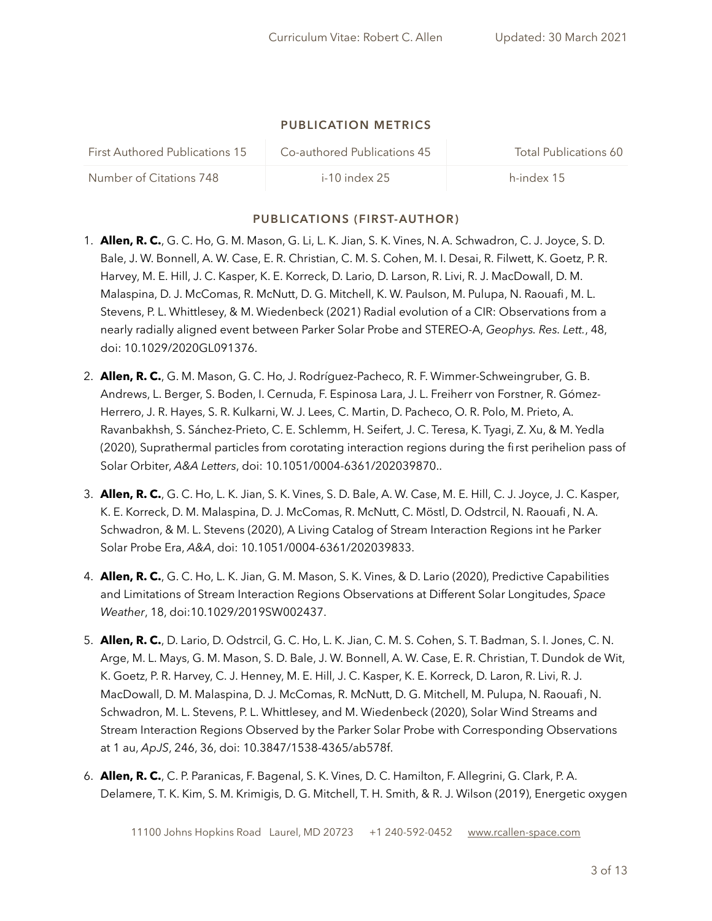## PUBLICATION METRICS

| First Authored Publications 15 | Co-authored Publications 45 | Total Publications 60 |
|---|---|---|
| Number of Citations 748 | i-10 index 25 | h-index 15 |

## PUBLICATIONS (FIRST-AUTHOR)

1. **Allen, R. C.**, G. C. Ho, G. M. Mason, G. Li, L. K. Jian, S. K. Vines, N. A. Schwadron, C. J. Joyce, S. D. Bale, J. W. Bonnell, A. W. Case, E. R. Christian, C. M. S. Cohen, M. I. Desai, R. Filwett, K. Goetz, P. R. Harvey, M. E. Hill, J. C. Kasper, K. E. Korreck, D. Lario, D. Larson, R. Livi, R. J. MacDowall, D. M. Malaspina, D. J. McComas, R. McNutt, D. G. Mitchell, K. W. Paulson, M. Pulupa, N. Raouafi, M. L. Stevens, P. L. Whittlesey, & M. Wiedenbeck (2021) Radial evolution of a CIR: Observations from a nearly radially aligned event between Parker Solar Probe and STEREO-A, *Geophys. Res. Lett.*, 48, doi: 10.1029/2020GL091376.

2. **Allen, R. C.**, G. M. Mason, G. C. Ho, J. Rodríguez-Pacheco, R. F. Wimmer-Schweingruber, G. B. Andrews, L. Berger, S. Boden, I. Cernuda, F. Espinosa Lara, J. L. Freiherr von Forstner, R. Gómez-Herrero, J. R. Hayes, S. R. Kulkarni, W. J. Lees, C. Martin, D. Pacheco, O. R. Polo, M. Prieto, A. Ravanbakhsh, S. Sánchez-Prieto, C. E. Schlemm, H. Seifert, J. C. Teresa, K. Tyagi, Z. Xu, & M. Yedla (2020), Suprathermal particles from corotating interaction regions during the first perihelion pass of Solar Orbiter, *A&A Letters*, doi: 10.1051/0004-6361/202039870..

3. **Allen, R. C.**, G. C. Ho, L. K. Jian, S. K. Vines, S. D. Bale, A. W. Case, M. E. Hill, C. J. Joyce, J. C. Kasper, K. E. Korreck, D. M. Malaspina, D. J. McComas, R. McNutt, C. Möstl, D. Odstrcil, N. Raouafi, N. A. Schwadron, & M. L. Stevens (2020), A Living Catalog of Stream Interaction Regions int he Parker Solar Probe Era, *A&A*, doi: 10.1051/0004-6361/202039833.

4. **Allen, R. C.**, G. C. Ho, L. K. Jian, G. M. Mason, S. K. Vines, & D. Lario (2020), Predictive Capabilities and Limitations of Stream Interaction Regions Observations at Different Solar Longitudes, *Space Weather*, 18, doi:10.1029/2019SW002437.

5. **Allen, R. C.**, D. Lario, D. Odstrcil, G. C. Ho, L. K. Jian, C. M. S. Cohen, S. T. Badman, S. I. Jones, C. N. Arge, M. L. Mays, G. M. Mason, S. D. Bale, J. W. Bonnell, A. W. Case, E. R. Christian, T. Dundok de Wit, K. Goetz, P. R. Harvey, C. J. Henney, M. E. Hill, J. C. Kasper, K. E. Korreck, D. Laron, R. Livi, R. J. MacDowall, D. M. Malaspina, D. J. McComas, R. McNutt, D. G. Mitchell, M. Pulupa, N. Raouafi, N. Schwadron, M. L. Stevens, P. L. Whittlesey, and M. Wiedenbeck (2020), Solar Wind Streams and Stream Interaction Regions Observed by the Parker Solar Probe with Corresponding Observations at 1 au, *ApJS*, 246, 36, doi: 10.3847/1538-4365/ab578f.

6. **Allen, R. C.**, C. P. Paranicas, F. Bagenal, S. K. Vines, D. C. Hamilton, F. Allegrini, G. Clark, P. A. Delamere, T. K. Kim, S. M. Krimigis, D. G. Mitchell, T. H. Smith, & R. J. Wilson (2019), Energetic oxygen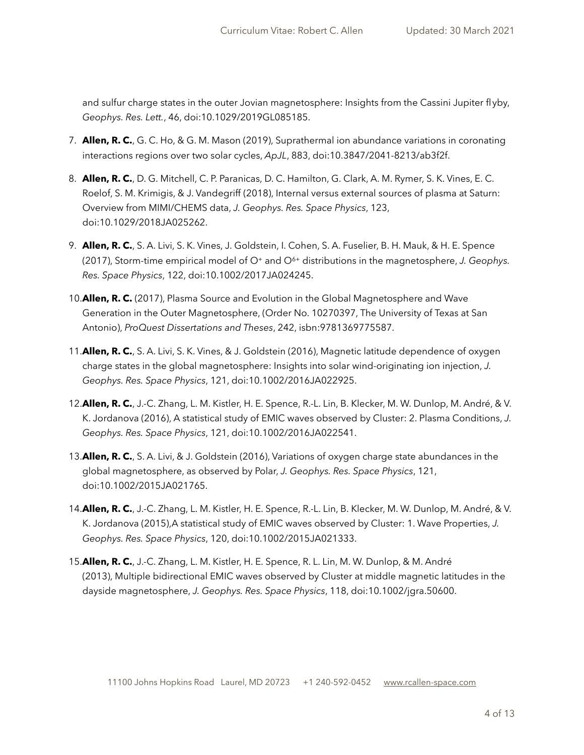and sulfur charge states in the outer Jovian magnetosphere: Insights from the Cassini Jupiter flyby, *Geophys. Res. Lett.*, 46, doi:10.1029/2019GL085185.

7. **Allen, R. C.**, G. C. Ho, & G. M. Mason (2019), Suprathermal ion abundance variations in coronating interactions regions over two solar cycles, *ApJL*, 883, doi:10.3847/2041-8213/ab3f2f.

8. **Allen, R. C.**, D. G. Mitchell, C. P. Paranicas, D. C. Hamilton, G. Clark, A. M. Rymer, S. K. Vines, E. C. Roelof, S. M. Krimigis, & J. Vandegriff (2018), Internal versus external sources of plasma at Saturn: Overview from MIMI/CHEMS data, *J. Geophys. Res. Space Physics*, 123, doi:10.1029/2018JA025262.

9. **Allen, R. C.**, S. A. Livi, S. K. Vines, J. Goldstein, I. Cohen, S. A. Fuselier, B. H. Mauk, & H. E. Spence (2017), Storm-time empirical model of $O^{+}$ and $O^{6+}$ distributions in the magnetosphere, *J. Geophys. Res. Space Physics*, 122, doi:10.1002/2017JA024245.

10. **Allen, R. C.** (2017), Plasma Source and Evolution in the Global Magnetosphere and Wave Generation in the Outer Magnetosphere, (Order No. 10270397, The University of Texas at San Antonio), *ProQuest Dissertations and Theses*, 242, isbn:9781369775587.

11. **Allen, R. C.**, S. A. Livi, S. K. Vines, & J. Goldstein (2016), Magnetic latitude dependence of oxygen charge states in the global magnetosphere: Insights into solar wind-originating ion injection, *J. Geophys. Res. Space Physics*, 121, doi:10.1002/2016JA022925.

12. **Allen, R. C.**, J.-C. Zhang, L. M. Kistler, H. E. Spence, R.-L. Lin, B. Klecker, M. W. Dunlop, M. André, & V. K. Jordanova (2016), A statistical study of EMIC waves observed by Cluster: 2. Plasma Conditions, *J. Geophys. Res. Space Physics*, 121, doi:10.1002/2016JA022541.

13. **Allen, R. C.**, S. A. Livi, & J. Goldstein (2016), Variations of oxygen charge state abundances in the global magnetosphere, as observed by Polar, *J. Geophys. Res. Space Physics*, 121, doi:10.1002/2015JA021765.

14. **Allen, R. C.**, J.-C. Zhang, L. M. Kistler, H. E. Spence, R.-L. Lin, B. Klecker, M. W. Dunlop, M. André, & V. K. Jordanova (2015),A statistical study of EMIC waves observed by Cluster: 1. Wave Properties, *J. Geophys. Res. Space Physics*, 120, doi:10.1002/2015JA021333.

15. **Allen, R. C.**, J.-C. Zhang, L. M. Kistler, H. E. Spence, R. L. Lin, M. W. Dunlop, & M. André (2013), Multiple bidirectional EMIC waves observed by Cluster at middle magnetic latitudes in the dayside magnetosphere, *J. Geophys. Res. Space Physics*, 118, doi:10.1002/jgra.50600.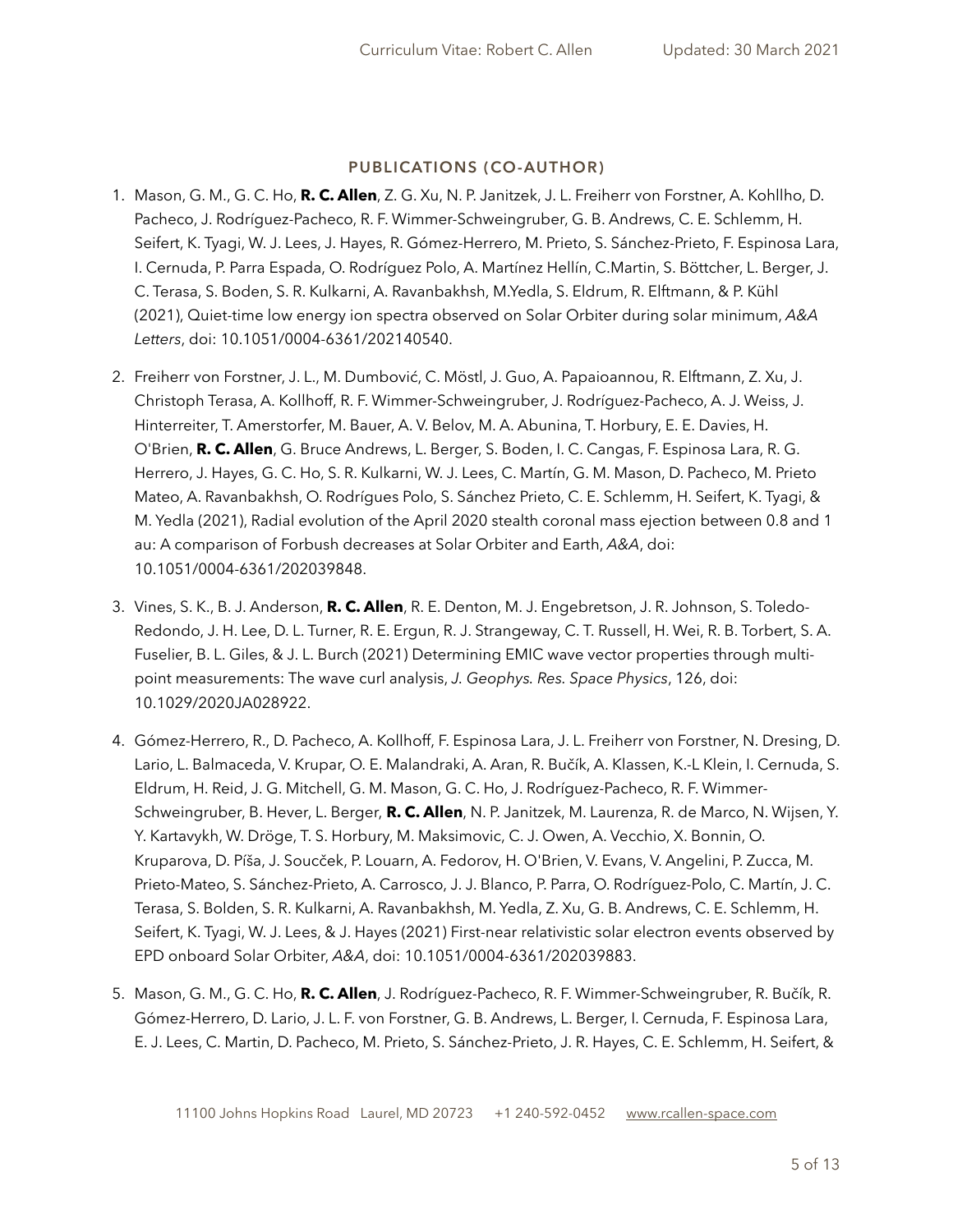## PUBLICATIONS (CO-AUTHOR)

1. Mason, G. M., G. C. Ho, **R. C. Allen**, Z. G. Xu, N. P. Janitzek, J. L. Freiherr von Forstner, A. Kohllho, D. Pacheco, J. Rodríguez-Pacheco, R. F. Wimmer-Schweingruber, G. B. Andrews, C. E. Schlemm, H. Seifert, K. Tyagi, W. J. Lees, J. Hayes, R. Gómez-Herrero, M. Prieto, S. Sánchez-Prieto, F. Espinosa Lara, I. Cernuda, P. Parra Espada, O. Rodríguez Polo, A. Martínez Hellín, C.Martin, S. Böttcher, L. Berger, J. C. Terasa, S. Boden, S. R. Kulkarni, A. Ravanbakhsh, M.Yedla, S. Eldrum, R. Elftmann, & P. Kühl (2021), Quiet-time low energy ion spectra observed on Solar Orbiter during solar minimum, *A&A Letters*, doi: 10.1051/0004-6361/202140540.

2. Freiherr von Forstner, J. L., M. Dumbović, C. Möstl, J. Guo, A. Papaioannou, R. Elftmann, Z. Xu, J. Christoph Terasa, A. Kollhoff, R. F. Wimmer-Schweingruber, J. Rodríguez-Pacheco, A. J. Weiss, J. Hinterreiter, T. Amerstorfer, M. Bauer, A. V. Belov, M. A. Abunina, T. Horbury, E. E. Davies, H. O'Brien, **R. C. Allen**, G. Bruce Andrews, L. Berger, S. Boden, I. C. Cangas, F. Espinosa Lara, R. G. Herrero, J. Hayes, G. C. Ho, S. R. Kulkarni, W. J. Lees, C. Martín, G. M. Mason, D. Pacheco, M. Prieto Mateo, A. Ravanbakhsh, O. Rodrígues Polo, S. Sánchez Prieto, C. E. Schlemm, H. Seifert, K. Tyagi, & M. Yedla (2021), Radial evolution of the April 2020 stealth coronal mass ejection between 0.8 and 1 au: A comparison of Forbush decreases at Solar Orbiter and Earth, *A&A*, doi: 10.1051/0004-6361/202039848.

3. Vines, S. K., B. J. Anderson, **R. C. Allen**, R. E. Denton, M. J. Engebretson, J. R. Johnson, S. Toledo-Redondo, J. H. Lee, D. L. Turner, R. E. Ergun, R. J. Strangeway, C. T. Russell, H. Wei, R. B. Torbert, S. A. Fuselier, B. L. Giles, & J. L. Burch (2021) Determining EMIC wave vector properties through multi-point measurements: The wave curl analysis, *J. Geophys. Res. Space Physics*, 126, doi: 10.1029/2020JA028922.

4. Gómez-Herrero, R., D. Pacheco, A. Kollhoff, F. Espinosa Lara, J. L. Freiherr von Forstner, N. Dresing, D. Lario, L. Balmaceda, V. Krupar, O. E. Malandraki, A. Aran, R. Bučík, A. Klassen, K.-L Klein, I. Cernuda, S. Eldrum, H. Reid, J. G. Mitchell, G. M. Mason, G. C. Ho, J. Rodríguez-Pacheco, R. F. Wimmer-Schweingruber, B. Hever, L. Berger, **R. C. Allen**, N. P. Janitzek, M. Laurenza, R. de Marco, N. Wijsen, Y. Y. Kartavykh, W. Dröge, T. S. Horbury, M. Maksimovic, C. J. Owen, A. Vecchio, X. Bonnin, O. Kruparova, D. Píša, J. Soucček, P. Louarn, A. Fedorov, H. O'Brien, V. Evans, V. Angelini, P. Zucca, M. Prieto-Mateo, S. Sánchez-Prieto, A. Carrosco, J. J. Blanco, P. Parra, O. Rodríguez-Polo, C. Martín, J. C. Terasa, S. Bolden, S. R. Kulkarni, A. Ravanbakhsh, M. Yedla, Z. Xu, G. B. Andrews, C. E. Schlemm, H. Seifert, K. Tyagi, W. J. Lees, & J. Hayes (2021) First-near relativistic solar electron events observed by EPD onboard Solar Orbiter, *A&A*, doi: 10.1051/0004-6361/202039883.

5. Mason, G. M., G. C. Ho, **R. C. Allen**, J. Rodríguez-Pacheco, R. F. Wimmer-Schweingruber, R. Bučík, R. Gómez-Herrero, D. Lario, J. L. F. von Forstner, G. B. Andrews, L. Berger, I. Cernuda, F. Espinosa Lara, E. J. Lees, C. Martin, D. Pacheco, M. Prieto, S. Sánchez-Prieto, J. R. Hayes, C. E. Schlemm, H. Seifert, &

11100 Johns Hopkins Road Laurel, MD 20723 +1 240-592-0452 www.rcallen-space.com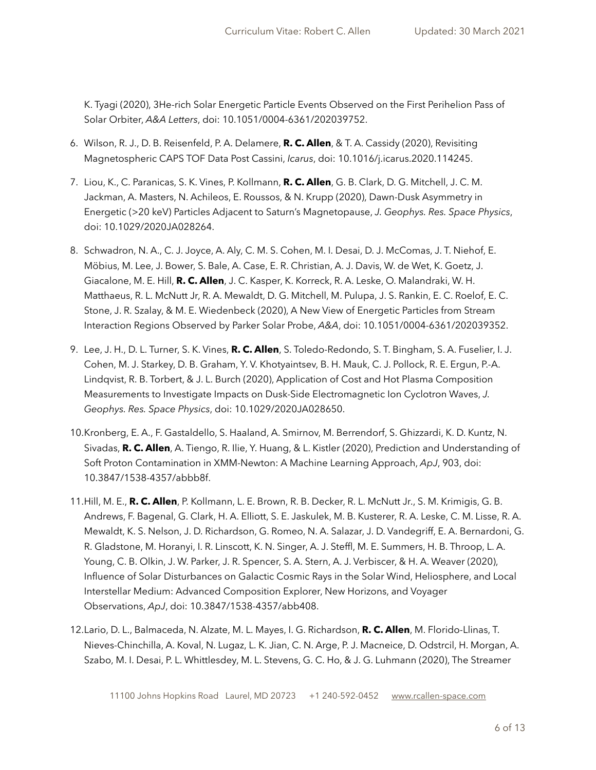K. Tyagi (2020), 3He-rich Solar Energetic Particle Events Observed on the First Perihelion Pass of Solar Orbiter, *A&A Letters*, doi: 10.1051/0004-6361/202039752.

6. Wilson, R. J., D. B. Reisenfeld, P. A. Delamere, **R. C. Allen**, & T. A. Cassidy (2020), Revisiting Magnetospheric CAPS TOF Data Post Cassini, *Icarus*, doi: 10.1016/j.icarus.2020.114245.

7. Liou, K., C. Paranicas, S. K. Vines, P. Kollmann, **R. C. Allen**, G. B. Clark, D. G. Mitchell, J. C. M. Jackman, A. Masters, N. Achileos, E. Roussos, & N. Krupp (2020), Dawn-Dusk Asymmetry in Energetic (>20 keV) Particles Adjacent to Saturn's Magnetopause, *J. Geophys. Res. Space Physics*, doi: 10.1029/2020JA028264.

8. Schwadron, N. A., C. J. Joyce, A. Aly, C. M. S. Cohen, M. I. Desai, D. J. McComas, J. T. Niehof, E. Möbius, M. Lee, J. Bower, S. Bale, A. Case, E. R. Christian, A. J. Davis, W. de Wet, K. Goetz, J. Giacalone, M. E. Hill, **R. C. Allen**, J. C. Kasper, K. Korreck, R. A. Leske, O. Malandraki, W. H. Matthaeus, R. L. McNutt Jr, R. A. Mewaldt, D. G. Mitchell, M. Pulupa, J. S. Rankin, E. C. Roelof, E. C. Stone, J. R. Szalay, & M. E. Wiedenbeck (2020), A New View of Energetic Particles from Stream Interaction Regions Observed by Parker Solar Probe, *A&A*, doi: 10.1051/0004-6361/202039352.

9. Lee, J. H., D. L. Turner, S. K. Vines, **R. C. Allen**, S. Toledo-Redondo, S. T. Bingham, S. A. Fuselier, I. J. Cohen, M. J. Starkey, D. B. Graham, Y. V. Khotyaintsev, B. H. Mauk, C. J. Pollock, R. E. Ergun, P.-A. Lindqvist, R. B. Torbert, & J. L. Burch (2020), Application of Cost and Hot Plasma Composition Measurements to Investigate Impacts on Dusk-Side Electromagnetic Ion Cyclotron Waves, *J. Geophys. Res. Space Physics*, doi: 10.1029/2020JA028650.

10. Kronberg, E. A., F. Gastaldello, S. Haaland, A. Smirnov, M. Berrendorf, S. Ghizzardi, K. D. Kuntz, N. Sivadas, **R. C. Allen**, A. Tiengo, R. Ilie, Y. Huang, & L. Kistler (2020), Prediction and Understanding of Soft Proton Contamination in XMM-Newton: A Machine Learning Approach, *ApJ*, 903, doi: 10.3847/1538-4357/abbb8f.

11. Hill, M. E., **R. C. Allen**, P. Kollmann, L. E. Brown, R. B. Decker, R. L. McNutt Jr., S. M. Krimigis, G. B. Andrews, F. Bagenal, G. Clark, H. A. Elliott, S. E. Jaskulek, M. B. Kusterer, R. A. Leske, C. M. Lisse, R. A. Mewaldt, K. S. Nelson, J. D. Richardson, G. Romeo, N. A. Salazar, J. D. Vandegriff, E. A. Bernardoni, G. R. Gladstone, M. Horanyi, I. R. Linscott, K. N. Singer, A. J. Steffl, M. E. Summers, H. B. Throop, L. A. Young, C. B. Olkin, J. W. Parker, J. R. Spencer, S. A. Stern, A. J. Verbiscer, & H. A. Weaver (2020), Influence of Solar Disturbances on Galactic Cosmic Rays in the Solar Wind, Heliosphere, and Local Interstellar Medium: Advanced Composition Explorer, New Horizons, and Voyager Observations, *ApJ*, doi: 10.3847/1538-4357/abb408.

12. Lario, D. L., Balmaceda, N. Alzate, M. L. Mayes, I. G. Richardson, **R. C. Allen**, M. Florido-Llinas, T. Nieves-Chinchilla, A. Koval, N. Lugaz, L. K. Jian, C. N. Arge, P. J. Macneice, D. Odstrcil, H. Morgan, A. Szabo, M. I. Desai, P. L. Whittlesdey, M. L. Stevens, G. C. Ho, & J. G. Luhmann (2020), The Streamer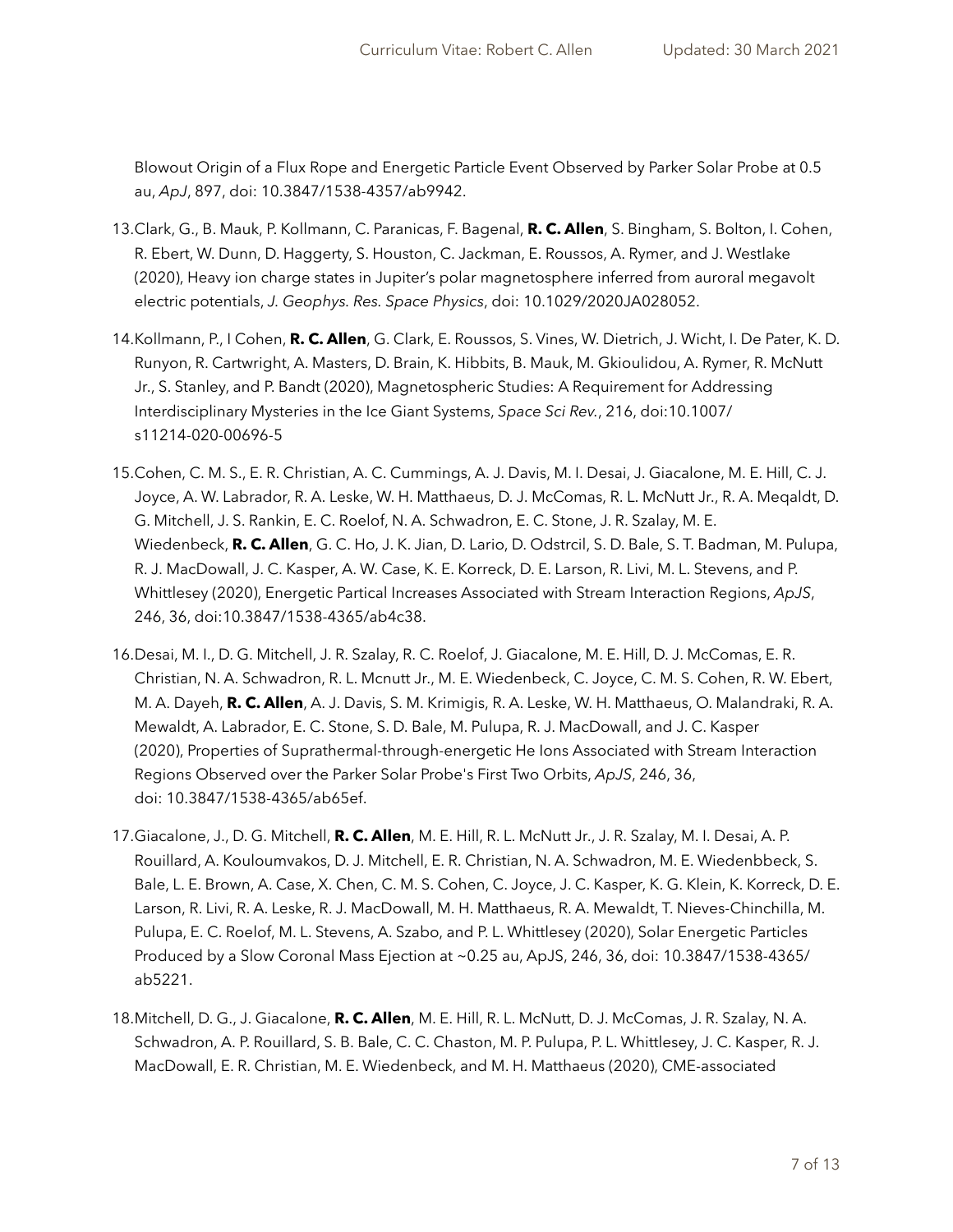Blowout Origin of a Flux Rope and Energetic Particle Event Observed by Parker Solar Probe at 0.5 au, *ApJ*, 897, doi: 10.3847/1538-4357/ab9942.

13. Clark, G., B. Mauk, P. Kollmann, C. Paranicas, F. Bagenal, **R. C. Allen**, S. Bingham, S. Bolton, I. Cohen, R. Ebert, W. Dunn, D. Haggerty, S. Houston, C. Jackman, E. Roussos, A. Rymer, and J. Westlake (2020), Heavy ion charge states in Jupiter's polar magnetosphere inferred from auroral megavolt electric potentials, *J. Geophys. Res. Space Physics*, doi: 10.1029/2020JA028052.

14. Kollmann, P., I Cohen, **R. C. Allen**, G. Clark, E. Roussos, S. Vines, W. Dietrich, J. Wicht, I. De Pater, K. D. Runyon, R. Cartwright, A. Masters, D. Brain, K. Hibbits, B. Mauk, M. Gkioulidou, A. Rymer, R. McNutt Jr., S. Stanley, and P. Bandt (2020), Magnetospheric Studies: A Requirement for Addressing Interdisciplinary Mysteries in the Ice Giant Systems, *Space Sci Rev.*, 216, doi:10.1007/s11214-020-00696-5

15. Cohen, C. M. S., E. R. Christian, A. C. Cummings, A. J. Davis, M. I. Desai, J. Giacalone, M. E. Hill, C. J. Joyce, A. W. Labrador, R. A. Leske, W. H. Matthaeus, D. J. McComas, R. L. McNutt Jr., R. A. Meqaldt, D. G. Mitchell, J. S. Rankin, E. C. Roelof, N. A. Schwadron, E. C. Stone, J. R. Szalay, M. E. Wiedenbeck, **R. C. Allen**, G. C. Ho, J. K. Jian, D. Lario, D. Odstrcil, S. D. Bale, S. T. Badman, M. Pulupa, R. J. MacDowall, J. C. Kasper, A. W. Case, K. E. Korreck, D. E. Larson, R. Livi, M. L. Stevens, and P. Whittlesey (2020), Energetic Partical Increases Associated with Stream Interaction Regions, *ApJS*, 246, 36, doi:10.3847/1538-4365/ab4c38.

16. Desai, M. I., D. G. Mitchell, J. R. Szalay, R. C. Roelof, J. Giacalone, M. E. Hill, D. J. McComas, E. R. Christian, N. A. Schwadron, R. L. Mcnutt Jr., M. E. Wiedenbeck, C. Joyce, C. M. S. Cohen, R. W. Ebert, M. A. Dayeh, **R. C. Allen**, A. J. Davis, S. M. Krimigis, R. A. Leske, W. H. Matthaeus, O. Malandraki, R. A. Mewaldt, A. Labrador, E. C. Stone, S. D. Bale, M. Pulupa, R. J. MacDowall, and J. C. Kasper (2020), Properties of Suprathermal-through-energetic He Ions Associated with Stream Interaction Regions Observed over the Parker Solar Probe's First Two Orbits, *ApJS*, 246, 36, doi: 10.3847/1538-4365/ab65ef.

17. Giacalone, J., D. G. Mitchell, **R. C. Allen**, M. E. Hill, R. L. McNutt Jr., J. R. Szalay, M. I. Desai, A. P. Rouillard, A. Kouloumvakos, D. J. Mitchell, E. R. Christian, N. A. Schwadron, M. E. Wiedenbbeck, S. Bale, L. E. Brown, A. Case, X. Chen, C. M. S. Cohen, C. Joyce, J. C. Kasper, K. G. Klein, K. Korreck, D. E. Larson, R. Livi, R. A. Leske, R. J. MacDowall, M. H. Matthaeus, R. A. Mewaldt, T. Nieves-Chinchilla, M. Pulupa, E. C. Roelof, M. L. Stevens, A. Szabo, and P. L. Whittlesey (2020), Solar Energetic Particles Produced by a Slow Coronal Mass Ejection at ~0.25 au, ApJS, 246, 36, doi: 10.3847/1538-4365/ab5221.

18. Mitchell, D. G., J. Giacalone, **R. C. Allen**, M. E. Hill, R. L. McNutt, D. J. McComas, J. R. Szalay, N. A. Schwadron, A. P. Rouillard, S. B. Bale, C. C. Chaston, M. P. Pulupa, P. L. Whittlesey, J. C. Kasper, R. J. MacDowall, E. R. Christian, M. E. Wiedenbeck, and M. H. Matthaeus (2020), CME-associated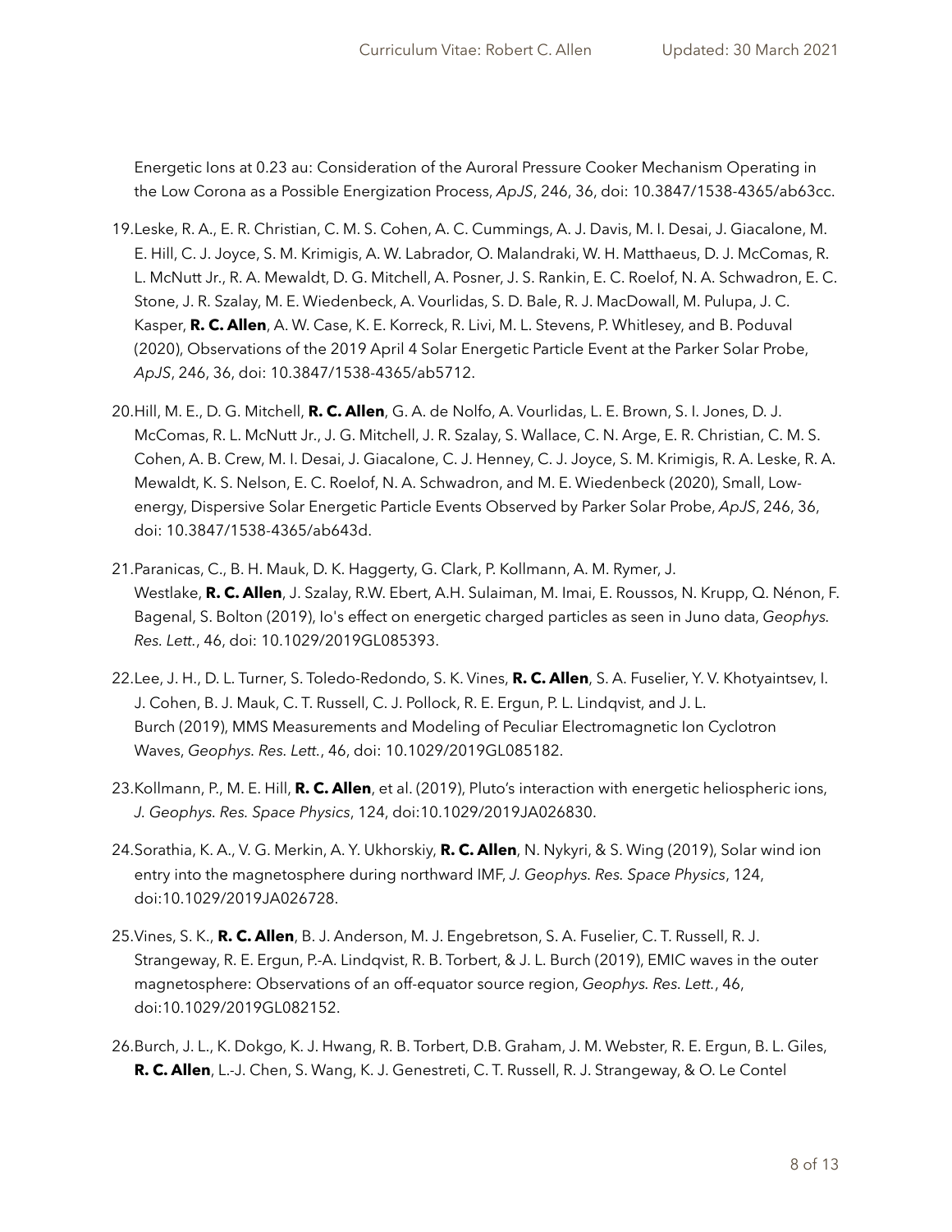Energetic Ions at 0.23 au: Consideration of the Auroral Pressure Cooker Mechanism Operating in the Low Corona as a Possible Energization Process, *ApJS*, 246, 36, doi: 10.3847/1538-4365/ab63cc.

19. Leske, R. A., E. R. Christian, C. M. S. Cohen, A. C. Cummings, A. J. Davis, M. I. Desai, J. Giacalone, M. E. Hill, C. J. Joyce, S. M. Krimigis, A. W. Labrador, O. Malandraki, W. H. Matthaeus, D. J. McComas, R. L. McNutt Jr., R. A. Mewaldt, D. G. Mitchell, A. Posner, J. S. Rankin, E. C. Roelof, N. A. Schwadron, E. C. Stone, J. R. Szalay, M. E. Wiedenbeck, A. Vourlidas, S. D. Bale, R. J. MacDowall, M. Pulupa, J. C. Kasper, **R. C. Allen**, A. W. Case, K. E. Korreck, R. Livi, M. L. Stevens, P. Whitlesey, and B. Poduval (2020), Observations of the 2019 April 4 Solar Energetic Particle Event at the Parker Solar Probe, *ApJS*, 246, 36, doi: 10.3847/1538-4365/ab5712.

20. Hill, M. E., D. G. Mitchell, **R. C. Allen**, G. A. de Nolfo, A. Vourlidas, L. E. Brown, S. I. Jones, D. J. McComas, R. L. McNutt Jr., J. G. Mitchell, J. R. Szalay, S. Wallace, C. N. Arge, E. R. Christian, C. M. S. Cohen, A. B. Crew, M. I. Desai, J. Giacalone, C. J. Henney, C. J. Joyce, S. M. Krimigis, R. A. Leske, R. A. Mewaldt, K. S. Nelson, E. C. Roelof, N. A. Schwadron, and M. E. Wiedenbeck (2020), Small, Low-energy, Dispersive Solar Energetic Particle Events Observed by Parker Solar Probe, *ApJS*, 246, 36, doi: 10.3847/1538-4365/ab643d.

21. Paranicas, C., B. H. Mauk, D. K. Haggerty, G. Clark, P. Kollmann, A. M. Rymer, J. Westlake, **R. C. Allen**, J. Szalay, R.W. Ebert, A.H. Sulaiman, M. Imai, E. Roussos, N. Krupp, Q. Nénon, F. Bagenal, S. Bolton (2019), Io's effect on energetic charged particles as seen in Juno data, *Geophys. Res. Lett.*, 46, doi: 10.1029/2019GL085393.

22. Lee, J. H., D. L. Turner, S. Toledo-Redondo, S. K. Vines, **R. C. Allen**, S. A. Fuselier, Y. V. Khotyaintsev, I. J. Cohen, B. J. Mauk, C. T. Russell, C. J. Pollock, R. E. Ergun, P. L. Lindqvist, and J. L. Burch (2019), MMS Measurements and Modeling of Peculiar Electromagnetic Ion Cyclotron Waves, *Geophys. Res. Lett.*, 46, doi: 10.1029/2019GL085182.

23. Kollmann, P., M. E. Hill, **R. C. Allen**, et al. (2019), Pluto's interaction with energetic heliospheric ions, *J. Geophys. Res. Space Physics*, 124, doi:10.1029/2019JA026830.

24. Sorathia, K. A., V. G. Merkin, A. Y. Ukhorskiy, **R. C. Allen**, N. Nykyri, & S. Wing (2019), Solar wind ion entry into the magnetosphere during northward IMF, *J. Geophys. Res. Space Physics*, 124, doi:10.1029/2019JA026728.

25. Vines, S. K., **R. C. Allen**, B. J. Anderson, M. J. Engebretson, S. A. Fuselier, C. T. Russell, R. J. Strangeway, R. E. Ergun, P.-A. Lindqvist, R. B. Torbert, & J. L. Burch (2019), EMIC waves in the outer magnetosphere: Observations of an off-equator source region, *Geophys. Res. Lett.*, 46, doi:10.1029/2019GL082152.

26. Burch, J. L., K. Dokgo, K. J. Hwang, R. B. Torbert, D.B. Graham, J. M. Webster, R. E. Ergun, B. L. Giles, **R. C. Allen**, L.-J. Chen, S. Wang, K. J. Genestreti, C. T. Russell, R. J. Strangeway, & O. Le Contel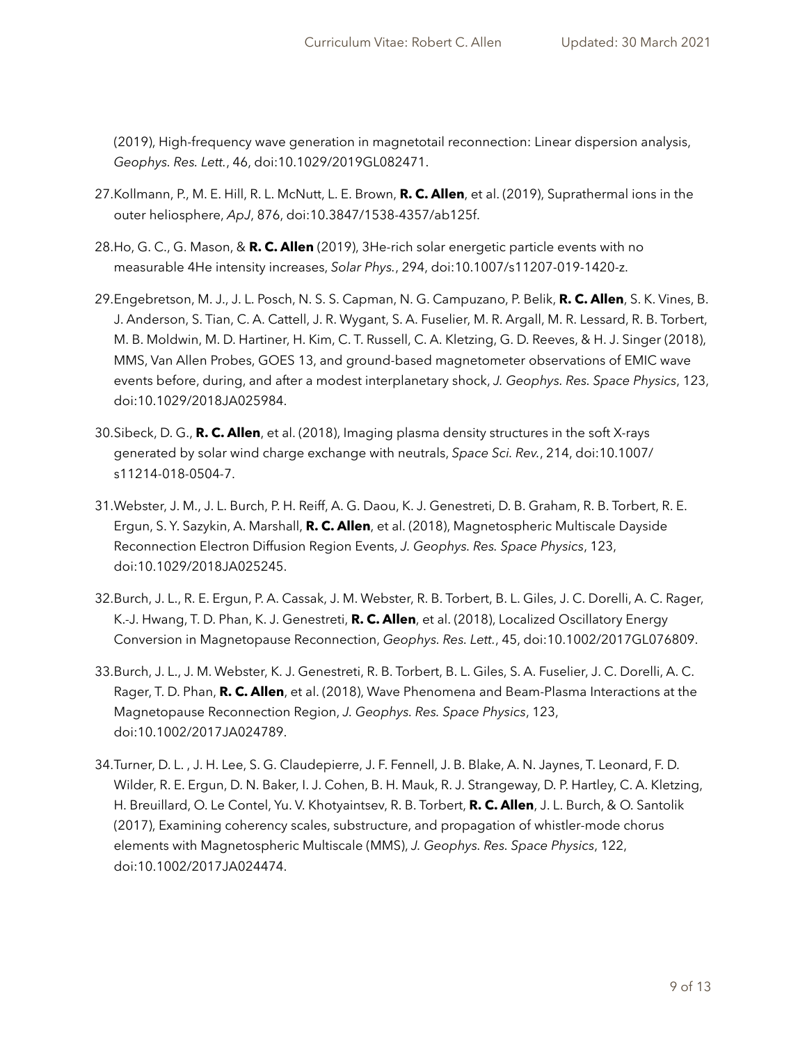(2019), High-frequency wave generation in magnetotail reconnection: Linear dispersion analysis, *Geophys. Res. Lett.*, 46, doi:10.1029/2019GL082471.

27. Kollmann, P., M. E. Hill, R. L. McNutt, L. E. Brown, **R. C. Allen**, et al. (2019), Suprathermal ions in the outer heliosphere, *ApJ*, 876, doi:10.3847/1538-4357/ab125f.

28. Ho, G. C., G. Mason, & **R. C. Allen** (2019), 3He-rich solar energetic particle events with no measurable 4He intensity increases, *Solar Phys.*, 294, doi:10.1007/s11207-019-1420-z.

29. Engebretson, M. J., J. L. Posch, N. S. S. Capman, N. G. Campuzano, P. Belik, **R. C. Allen**, S. K. Vines, B. J. Anderson, S. Tian, C. A. Cattell, J. R. Wygant, S. A. Fuselier, M. R. Argall, M. R. Lessard, R. B. Torbert, M. B. Moldwin, M. D. Hartiner, H. Kim, C. T. Russell, C. A. Kletzing, G. D. Reeves, & H. J. Singer (2018), MMS, Van Allen Probes, GOES 13, and ground-based magnetometer observations of EMIC wave events before, during, and after a modest interplanetary shock, *J. Geophys. Res. Space Physics*, 123, doi:10.1029/2018JA025984.

30. Sibeck, D. G., **R. C. Allen**, et al. (2018), Imaging plasma density structures in the soft X-rays generated by solar wind charge exchange with neutrals, *Space Sci. Rev.*, 214, doi:10.1007/s11214-018-0504-7.

31. Webster, J. M., J. L. Burch, P. H. Reiff, A. G. Daou, K. J. Genestreti, D. B. Graham, R. B. Torbert, R. E. Ergun, S. Y. Sazykin, A. Marshall, **R. C. Allen**, et al. (2018), Magnetospheric Multiscale Dayside Reconnection Electron Diffusion Region Events, *J. Geophys. Res. Space Physics*, 123, doi:10.1029/2018JA025245.

32. Burch, J. L., R. E. Ergun, P. A. Cassak, J. M. Webster, R. B. Torbert, B. L. Giles, J. C. Dorelli, A. C. Rager, K.-J. Hwang, T. D. Phan, K. J. Genestreti, **R. C. Allen**, et al. (2018), Localized Oscillatory Energy Conversion in Magnetopause Reconnection, *Geophys. Res. Lett.*, 45, doi:10.1002/2017GL076809.

33. Burch, J. L., J. M. Webster, K. J. Genestreti, R. B. Torbert, B. L. Giles, S. A. Fuselier, J. C. Dorelli, A. C. Rager, T. D. Phan, **R. C. Allen**, et al. (2018), Wave Phenomena and Beam-Plasma Interactions at the Magnetopause Reconnection Region, *J. Geophys. Res. Space Physics*, 123, doi:10.1002/2017JA024789.

34. Turner, D. L. , J. H. Lee, S. G. Claudepierre, J. F. Fennell, J. B. Blake, A. N. Jaynes, T. Leonard, F. D. Wilder, R. E. Ergun, D. N. Baker, I. J. Cohen, B. H. Mauk, R. J. Strangeway, D. P. Hartley, C. A. Kletzing, H. Breuillard, O. Le Contel, Yu. V. Khotyaintsev, R. B. Torbert, **R. C. Allen**, J. L. Burch, & O. Santolik (2017), Examining coherency scales, substructure, and propagation of whistler-mode chorus elements with Magnetospheric Multiscale (MMS), *J. Geophys. Res. Space Physics*, 122, doi:10.1002/2017JA024474.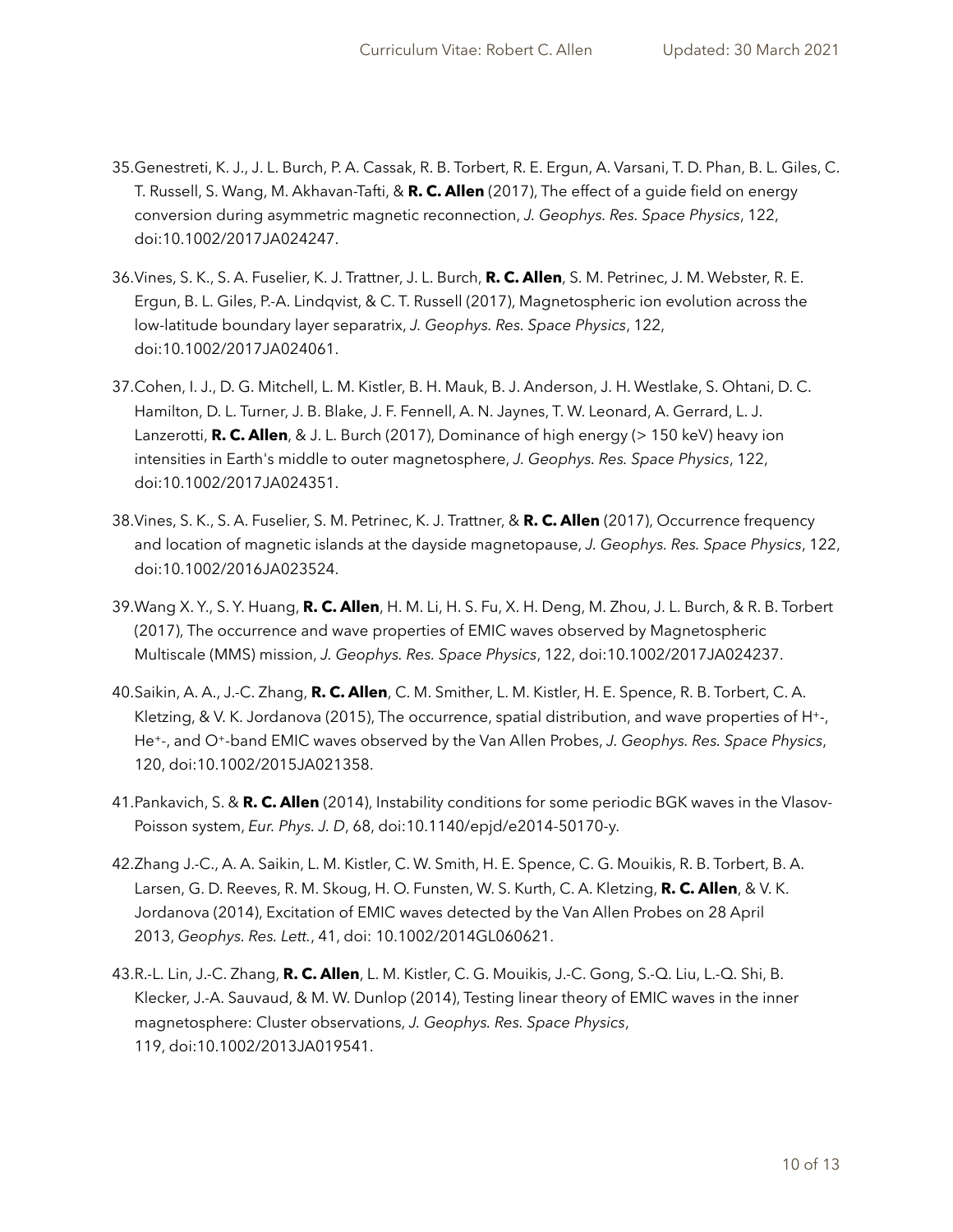35. Genestreti, K. J., J. L. Burch, P. A. Cassak, R. B. Torbert, R. E. Ergun, A. Varsani, T. D. Phan, B. L. Giles, C. T. Russell, S. Wang, M. Akhavan-Tafti, & **R. C. Allen** (2017), The effect of a guide field on energy conversion during asymmetric magnetic reconnection, *J. Geophys. Res. Space Physics*, 122, doi:10.1002/2017JA024247.

36. Vines, S. K., S. A. Fuselier, K. J. Trattner, J. L. Burch, **R. C. Allen**, S. M. Petrinec, J. M. Webster, R. E. Ergun, B. L. Giles, P.-A. Lindqvist, & C. T. Russell (2017), Magnetospheric ion evolution across the low-latitude boundary layer separatrix, *J. Geophys. Res. Space Physics*, 122, doi:10.1002/2017JA024061.

37. Cohen, I. J., D. G. Mitchell, L. M. Kistler, B. H. Mauk, B. J. Anderson, J. H. Westlake, S. Ohtani, D. C. Hamilton, D. L. Turner, J. B. Blake, J. F. Fennell, A. N. Jaynes, T. W. Leonard, A. Gerrard, L. J. Lanzerotti, **R. C. Allen**, & J. L. Burch (2017), Dominance of high energy (> 150 keV) heavy ion intensities in Earth's middle to outer magnetosphere, *J. Geophys. Res. Space Physics*, 122, doi:10.1002/2017JA024351.

38. Vines, S. K., S. A. Fuselier, S. M. Petrinec, K. J. Trattner, & **R. C. Allen** (2017), Occurrence frequency and location of magnetic islands at the dayside magnetopause, *J. Geophys. Res. Space Physics*, 122, doi:10.1002/2016JA023524.

39. Wang X. Y., S. Y. Huang, **R. C. Allen**, H. M. Li, H. S. Fu, X. H. Deng, M. Zhou, J. L. Burch, & R. B. Torbert (2017), The occurrence and wave properties of EMIC waves observed by Magnetospheric Multiscale (MMS) mission, *J. Geophys. Res. Space Physics*, 122, doi:10.1002/2017JA024237.

40. Saikin, A. A., J.-C. Zhang, **R. C. Allen**, C. M. Smither, L. M. Kistler, H. E. Spence, R. B. Torbert, C. A. Kletzing, & V. K. Jordanova (2015), The occurrence, spatial distribution, and wave properties of $H^+$-, $He^+$-, and $O^+$-band EMIC waves observed by the Van Allen Probes, *J. Geophys. Res. Space Physics*, 120, doi:10.1002/2015JA021358.

41. Pankavich, S. & **R. C. Allen** (2014), Instability conditions for some periodic BGK waves in the Vlasov-Poisson system, *Eur. Phys. J. D*, 68, doi:10.1140/epjd/e2014-50170-y.

42. Zhang J.-C., A. A. Saikin, L. M. Kistler, C. W. Smith, H. E. Spence, C. G. Mouikis, R. B. Torbert, B. A. Larsen, G. D. Reeves, R. M. Skoug, H. O. Funsten, W. S. Kurth, C. A. Kletzing, **R. C. Allen**, & V. K. Jordanova (2014), Excitation of EMIC waves detected by the Van Allen Probes on 28 April 2013, *Geophys. Res. Lett.*, 41, doi: 10.1002/2014GL060621.

43. R.-L. Lin, J.-C. Zhang, **R. C. Allen**, L. M. Kistler, C. G. Mouikis, J.-C. Gong, S.-Q. Liu, L.-Q. Shi, B. Klecker, J.-A. Sauvaud, & M. W. Dunlop (2014), Testing linear theory of EMIC waves in the inner magnetosphere: Cluster observations, *J. Geophys. Res. Space Physics*, 119, doi:10.1002/2013JA019541.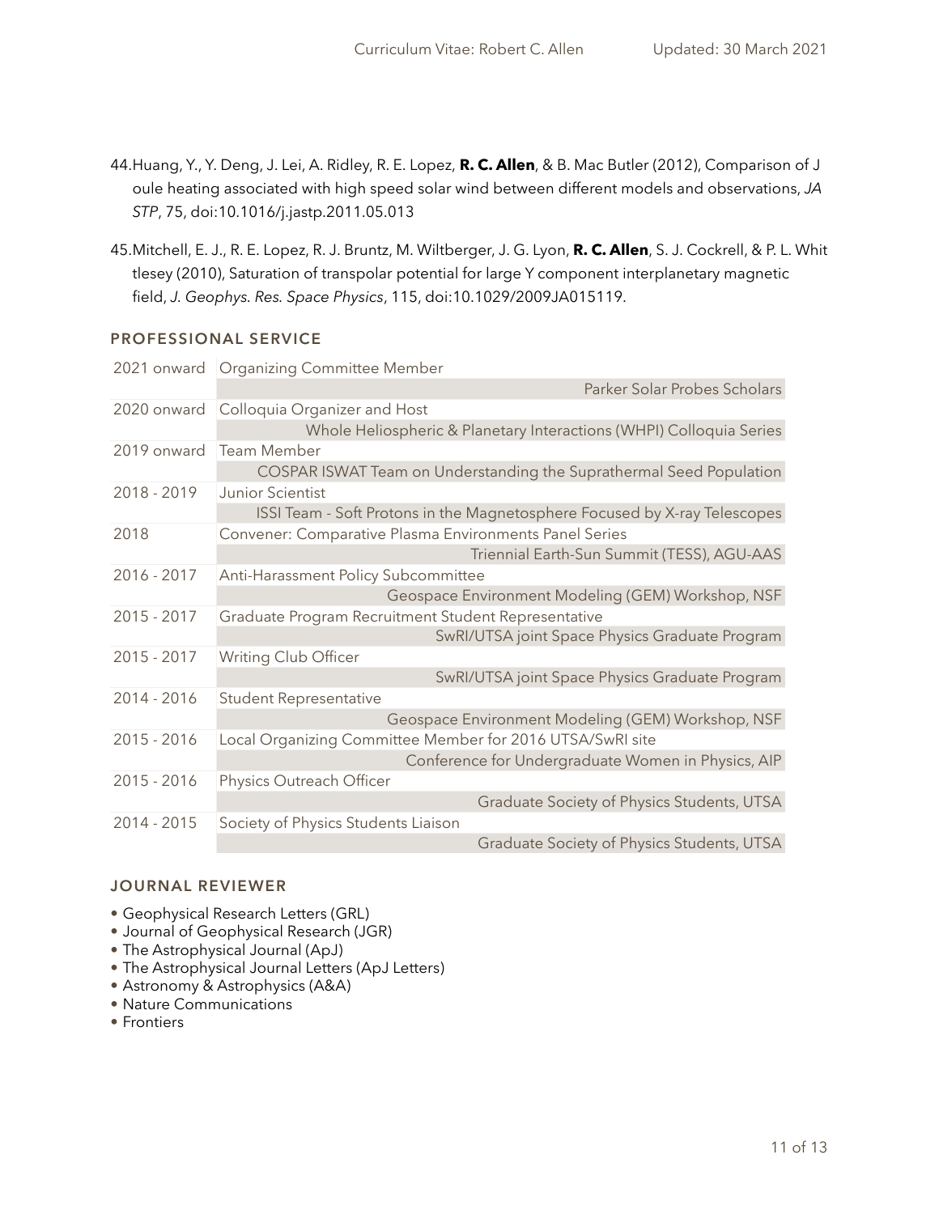44. Huang, Y., Y. Deng, J. Lei, A. Ridley, R. E. Lopez, **R. C. Allen**, & B. Mac Butler (2012), Comparison of Joule heating associated with high speed solar wind between different models and observations, *JASTP*, 75, doi:10.1016/j.jastp.2011.05.013

45. Mitchell, E. J., R. E. Lopez, R. J. Bruntz, M. Wiltberger, J. G. Lyon, **R. C. Allen**, S. J. Cockrell, & P. L. Whittlesey (2010), Saturation of transpolar potential for large Y component interplanetary magnetic field, *J. Geophys. Res. Space Physics*, 115, doi:10.1029/2009JA015119.

## PROFESSIONAL SERVICE

| Years | Role / Organization |
|---|---|
| 2021 onward | Organizing Committee Member<br>Parker Solar Probes Scholars |
| 2020 onward | Colloquia Organizer and Host<br>Whole Heliospheric & Planetary Interactions (WHPI) Colloquia Series |
| 2019 onward | Team Member<br>COSPAR ISWAT Team on Understanding the Suprathermal Seed Population |
| 2018 - 2019 | Junior Scientist<br>ISSI Team - Soft Protons in the Magnetosphere Focused by X-ray Telescopes |
| 2018 | Convener: Comparative Plasma Environments Panel Series<br>Triennial Earth-Sun Summit (TESS), AGU-AAS |
| 2016 - 2017 | Anti-Harassment Policy Subcommittee<br>Geospace Environment Modeling (GEM) Workshop, NSF |
| 2015 - 2017 | Graduate Program Recruitment Student Representative<br>SwRI/UTSA joint Space Physics Graduate Program |
| 2015 - 2017 | Writing Club Officer<br>SwRI/UTSA joint Space Physics Graduate Program |
| 2014 - 2016 | Student Representative<br>Geospace Environment Modeling (GEM) Workshop, NSF |
| 2015 - 2016 | Local Organizing Committee Member for 2016 UTSA/SwRI site<br>Conference for Undergraduate Women in Physics, AIP |
| 2015 - 2016 | Physics Outreach Officer<br>Graduate Society of Physics Students, UTSA |
| 2014 - 2015 | Society of Physics Students Liaison<br>Graduate Society of Physics Students, UTSA |

## JOURNAL REVIEWER

- Geophysical Research Letters (GRL)
- Journal of Geophysical Research (JGR)
- The Astrophysical Journal (ApJ)
- The Astrophysical Journal Letters (ApJ Letters)
- Astronomy & Astrophysics (A&A)
- Nature Communications
- Frontiers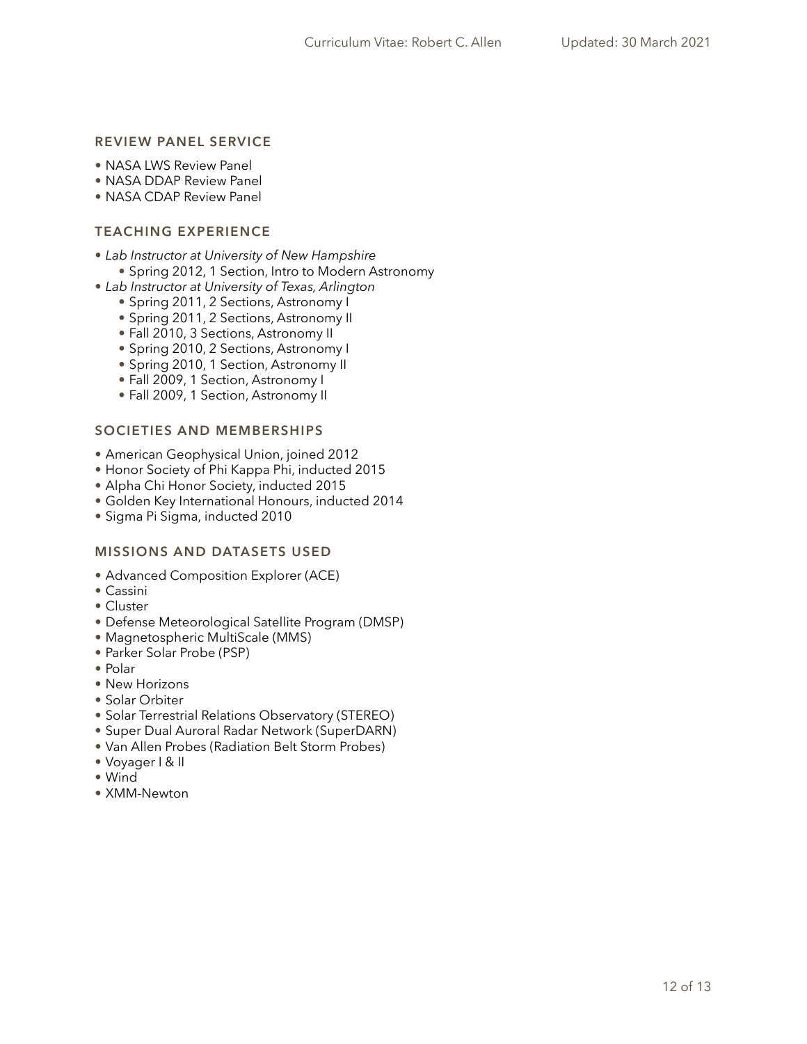## REVIEW PANEL SERVICE

- NASA LWS Review Panel
- NASA DDAP Review Panel
- NASA CDAP Review Panel

## TEACHING EXPERIENCE

- *Lab Instructor at University of New Hampshire*
    - Spring 2012, 1 Section, Intro to Modern Astronomy
- *Lab Instructor at University of Texas, Arlington*
    - Spring 2011, 2 Sections, Astronomy I
    - Spring 2011, 2 Sections, Astronomy II
    - Fall 2010, 3 Sections, Astronomy II
    - Spring 2010, 2 Sections, Astronomy I
    - Spring 2010, 1 Section, Astronomy II
    - Fall 2009, 1 Section, Astronomy I
    - Fall 2009, 1 Section, Astronomy II

## SOCIETIES AND MEMBERSHIPS

- American Geophysical Union, joined 2012
- Honor Society of Phi Kappa Phi, inducted 2015
- Alpha Chi Honor Society, inducted 2015
- Golden Key International Honours, inducted 2014
- Sigma Pi Sigma, inducted 2010

## MISSIONS AND DATASETS USED

- Advanced Composition Explorer (ACE)
- Cassini
- Cluster
- Defense Meteorological Satellite Program (DMSP)
- Magnetospheric MultiScale (MMS)
- Parker Solar Probe (PSP)
- Polar
- New Horizons
- Solar Orbiter
- Solar Terrestrial Relations Observatory (STEREO)
- Super Dual Auroral Radar Network (SuperDARN)
- Van Allen Probes (Radiation Belt Storm Probes)
- Voyager I & II
- Wind
- XMM-Newton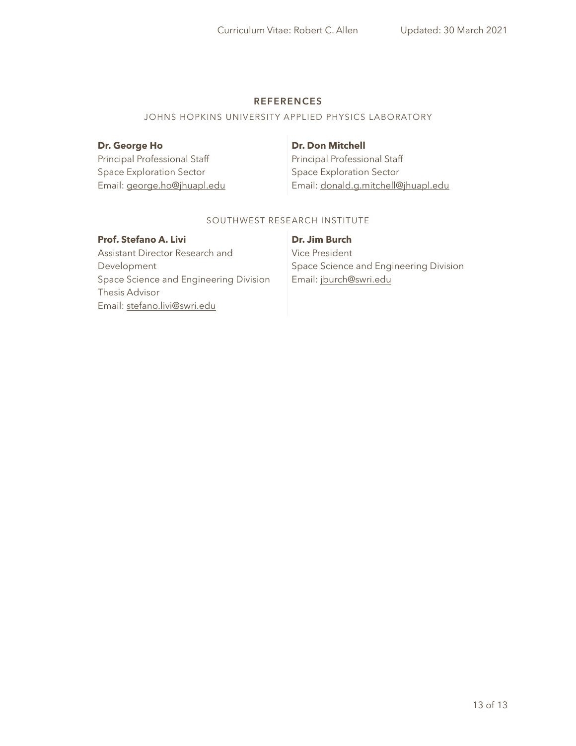## REFERENCES

### JOHNS HOPKINS UNIVERSITY APPLIED PHYSICS LABORATORY

**Dr. George Ho**
Principal Professional Staff
Space Exploration Sector
Email: george.ho@jhuapl.edu

**Dr. Don Mitchell**
Principal Professional Staff
Space Exploration Sector
Email: donald.g.mitchell@jhuapl.edu

### SOUTHWEST RESEARCH INSTITUTE

**Prof. Stefano A. Livi**
Assistant Director Research and Development
Space Science and Engineering Division
Thesis Advisor
Email: stefano.livi@swri.edu

**Dr. Jim Burch**
Vice President
Space Science and Engineering Division
Email: jburch@swri.edu